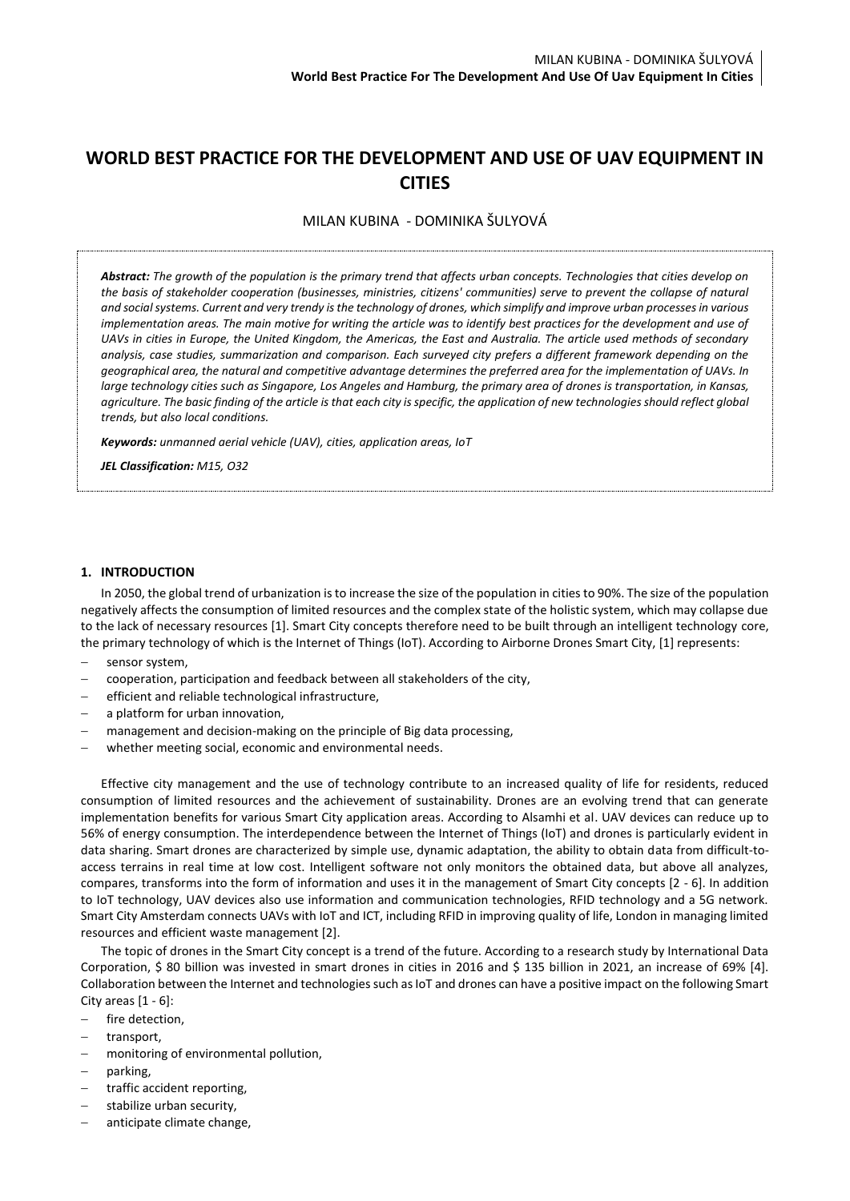# WORLD BEST PRACTICE FOR THE DEVELOPMENT AND USE OF UAV EQUIPMENT IN CITIES

MILAN KUBINA - DOMINIKA ŠULYOVÁ

***Abstract:*** *The growth of the population is the primary trend that affects urban concepts. Technologies that cities develop on the basis of stakeholder cooperation (businesses, ministries, citizens' communities) serve to prevent the collapse of natural and social systems. Current and very trendy is the technology of drones, which simplify and improve urban processes in various implementation areas. The main motive for writing the article was to identify best practices for the development and use of UAVs in cities in Europe, the United Kingdom, the Americas, the East and Australia. The article used methods of secondary analysis, case studies, summarization and comparison. Each surveyed city prefers a different framework depending on the geographical area, the natural and competitive advantage determines the preferred area for the implementation of UAVs. In large technology cities such as Singapore, Los Angeles and Hamburg, the primary area of drones is transportation, in Kansas, agriculture. The basic finding of the article is that each city is specific, the application of new technologies should reflect global trends, but also local conditions.*

***Keywords:*** *unmanned aerial vehicle (UAV), cities, application areas, IoT*

***JEL Classification:*** *M15, O32*

## 1. INTRODUCTION

In 2050, the global trend of urbanization is to increase the size of the population in cities to 90%. The size of the population negatively affects the consumption of limited resources and the complex state of the holistic system, which may collapse due to the lack of necessary resources [1]. Smart City concepts therefore need to be built through an intelligent technology core, the primary technology of which is the Internet of Things (IoT). According to Airborne Drones Smart City, [1] represents:

- sensor system,
- cooperation, participation and feedback between all stakeholders of the city,
- efficient and reliable technological infrastructure,
- a platform for urban innovation,
- management and decision-making on the principle of Big data processing,
- whether meeting social, economic and environmental needs.

Effective city management and the use of technology contribute to an increased quality of life for residents, reduced consumption of limited resources and the achievement of sustainability. Drones are an evolving trend that can generate implementation benefits for various Smart City application areas. According to Alsamhi et al. UAV devices can reduce up to 56% of energy consumption. The interdependence between the Internet of Things (IoT) and drones is particularly evident in data sharing. Smart drones are characterized by simple use, dynamic adaptation, the ability to obtain data from difficult-to-access terrains in real time at low cost. Intelligent software not only monitors the obtained data, but above all analyzes, compares, transforms into the form of information and uses it in the management of Smart City concepts [2 - 6]. In addition to IoT technology, UAV devices also use information and communication technologies, RFID technology and a 5G network. Smart City Amsterdam connects UAVs with IoT and ICT, including RFID in improving quality of life, London in managing limited resources and efficient waste management [2].

The topic of drones in the Smart City concept is a trend of the future. According to a research study by International Data Corporation, $ 80 billion was invested in smart drones in cities in 2016 and $ 135 billion in 2021, an increase of 69% [4]. Collaboration between the Internet and technologies such as IoT and drones can have a positive impact on the following Smart City areas [1 - 6]:

- fire detection,
- transport,
- monitoring of environmental pollution,
- parking,
- traffic accident reporting,
- stabilize urban security,
- anticipate climate change,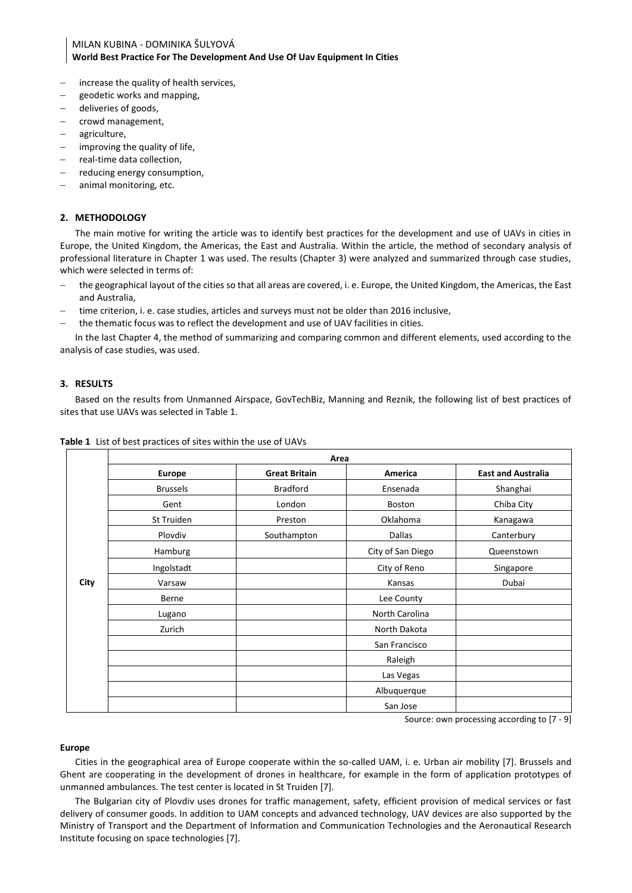- increase the quality of health services,
- geodetic works and mapping,
- deliveries of goods,
- crowd management,
- agriculture,
- improving the quality of life,
- real-time data collection,
- reducing energy consumption,
- animal monitoring, etc.

## 2. METHODOLOGY

The main motive for writing the article was to identify best practices for the development and use of UAVs in cities in Europe, the United Kingdom, the Americas, the East and Australia. Within the article, the method of secondary analysis of professional literature in Chapter 1 was used. The results (Chapter 3) were analyzed and summarized through case studies, which were selected in terms of:

- the geographical layout of the cities so that all areas are covered, i. e. Europe, the United Kingdom, the Americas, the East and Australia,
- time criterion, i. e. case studies, articles and surveys must not be older than 2016 inclusive,
- the thematic focus was to reflect the development and use of UAV facilities in cities.

In the last Chapter 4, the method of summarizing and comparing common and different elements, used according to the analysis of case studies, was used.

## 3. RESULTS

Based on the results from Unmanned Airspace, GovTechBiz, Manning and Reznik, the following list of best practices of sites that use UAVs was selected in Table 1.

**Table 1** List of best practices of sites within the use of UAVs

| | Area | | | |
|---|---|---|---|---|
| | **Europe** | **Great Britain** | **America** | **East and Australia** |
| **City** | Brussels | Bradford | Ensenada | Shanghai |
| | Gent | London | Boston | Chiba City |
| | St Truiden | Preston | Oklahoma | Kanagawa |
| | Plovdiv | Southampton | Dallas | Canterbury |
| | Hamburg | | City of San Diego | Queenstown |
| | Ingolstadt | | City of Reno | Singapore |
| | Varsaw | | Kansas | Dubai |
| | Berne | | Lee County | |
| | Lugano | | North Carolina | |
| | Zurich | | North Dakota | |
| | | | San Francisco | |
| | | | Raleigh | |
| | | | Las Vegas | |
| | | | Albuquerque | |
| | | | San Jose | |

Source: own processing according to [7 - 9]

**Europe**

Cities in the geographical area of Europe cooperate within the so-called UAM, i. e. Urban air mobility [7]. Brussels and Ghent are cooperating in the development of drones in healthcare, for example in the form of application prototypes of unmanned ambulances. The test center is located in St Truiden [7].

The Bulgarian city of Plovdiv uses drones for traffic management, safety, efficient provision of medical services or fast delivery of consumer goods. In addition to UAM concepts and advanced technology, UAV devices are also supported by the Ministry of Transport and the Department of Information and Communication Technologies and the Aeronautical Research Institute focusing on space technologies [7].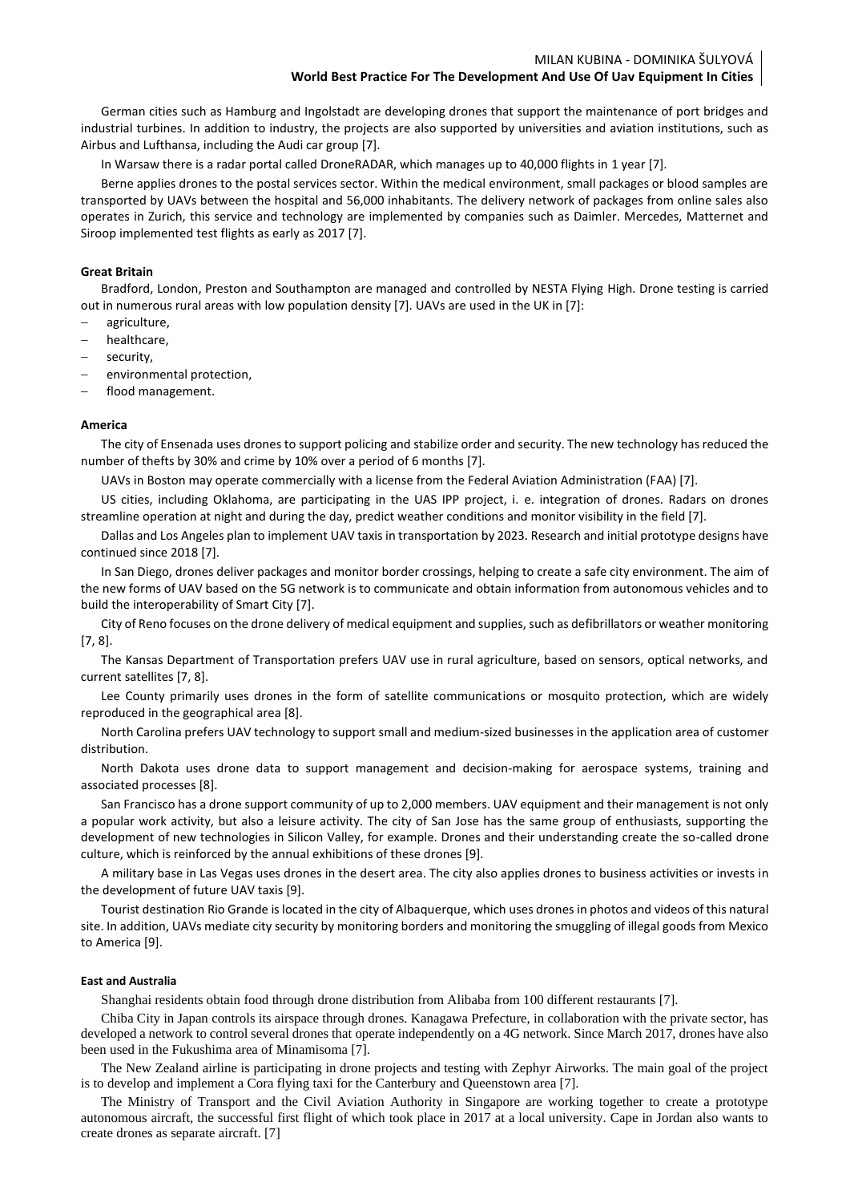German cities such as Hamburg and Ingolstadt are developing drones that support the maintenance of port bridges and industrial turbines. In addition to industry, the projects are also supported by universities and aviation institutions, such as Airbus and Lufthansa, including the Audi car group [7].

In Warsaw there is a radar portal called DroneRADAR, which manages up to 40,000 flights in 1 year [7].

Berne applies drones to the postal services sector. Within the medical environment, small packages or blood samples are transported by UAVs between the hospital and 56,000 inhabitants. The delivery network of packages from online sales also operates in Zurich, this service and technology are implemented by companies such as Daimler. Mercedes, Matternet and Siroop implemented test flights as early as 2017 [7].

**Great Britain**

Bradford, London, Preston and Southampton are managed and controlled by NESTA Flying High. Drone testing is carried out in numerous rural areas with low population density [7]. UAVs are used in the UK in [7]:

- agriculture,
- healthcare,
- security,
- environmental protection,
- flood management.

**America**

The city of Ensenada uses drones to support policing and stabilize order and security. The new technology has reduced the number of thefts by 30% and crime by 10% over a period of 6 months [7].

UAVs in Boston may operate commercially with a license from the Federal Aviation Administration (FAA) [7].

US cities, including Oklahoma, are participating in the UAS IPP project, i. e. integration of drones. Radars on drones streamline operation at night and during the day, predict weather conditions and monitor visibility in the field [7].

Dallas and Los Angeles plan to implement UAV taxis in transportation by 2023. Research and initial prototype designs have continued since 2018 [7].

In San Diego, drones deliver packages and monitor border crossings, helping to create a safe city environment. The aim of the new forms of UAV based on the 5G network is to communicate and obtain information from autonomous vehicles and to build the interoperability of Smart City [7].

City of Reno focuses on the drone delivery of medical equipment and supplies, such as defibrillators or weather monitoring [7, 8].

The Kansas Department of Transportation prefers UAV use in rural agriculture, based on sensors, optical networks, and current satellites [7, 8].

Lee County primarily uses drones in the form of satellite communications or mosquito protection, which are widely reproduced in the geographical area [8].

North Carolina prefers UAV technology to support small and medium-sized businesses in the application area of customer distribution.

North Dakota uses drone data to support management and decision-making for aerospace systems, training and associated processes [8].

San Francisco has a drone support community of up to 2,000 members. UAV equipment and their management is not only a popular work activity, but also a leisure activity. The city of San Jose has the same group of enthusiasts, supporting the development of new technologies in Silicon Valley, for example. Drones and their understanding create the so-called drone culture, which is reinforced by the annual exhibitions of these drones [9].

A military base in Las Vegas uses drones in the desert area. The city also applies drones to business activities or invests in the development of future UAV taxis [9].

Tourist destination Rio Grande is located in the city of Albaquerque, which uses drones in photos and videos of this natural site. In addition, UAVs mediate city security by monitoring borders and monitoring the smuggling of illegal goods from Mexico to America [9].

**East and Australia**

Shanghai residents obtain food through drone distribution from Alibaba from 100 different restaurants [7].

Chiba City in Japan controls its airspace through drones. Kanagawa Prefecture, in collaboration with the private sector, has developed a network to control several drones that operate independently on a 4G network. Since March 2017, drones have also been used in the Fukushima area of Minamisoma [7].

The New Zealand airline is participating in drone projects and testing with Zephyr Airworks. The main goal of the project is to develop and implement a Cora flying taxi for the Canterbury and Queenstown area [7].

The Ministry of Transport and the Civil Aviation Authority in Singapore are working together to create a prototype autonomous aircraft, the successful first flight of which took place in 2017 at a local university. Cape in Jordan also wants to create drones as separate aircraft. [7]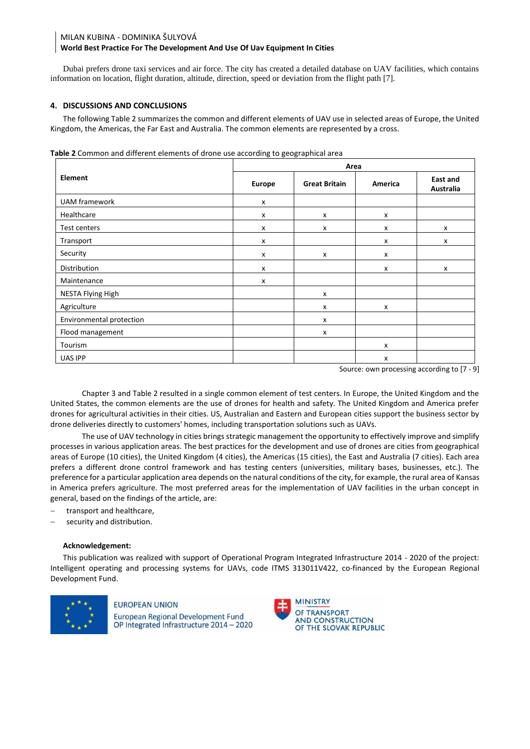Dubai prefers drone taxi services and air force. The city has created a detailed database on UAV facilities, which contains information on location, flight duration, altitude, direction, speed or deviation from the flight path [7].

## 4. DISCUSSIONS AND CONCLUSIONS

The following Table 2 summarizes the common and different elements of UAV use in selected areas of Europe, the United Kingdom, the Americas, the Far East and Australia. The common elements are represented by a cross.

**Table 2** Common and different elements of drone use according to geographical area

| Element | Area | | | |
|---|---|---|---|---|
| | Europe | Great Britain | America | East and Australia |
| UAM framework | x | | | |
| Healthcare | x | x | x | |
| Test centers | x | x | x | x |
| Transport | x | | x | x |
| Security | x | x | x | |
| Distribution | x | | x | x |
| Maintenance | x | | | |
| NESTA Flying High | | x | | |
| Agriculture | | x | x | |
| Environmental protection | | x | | |
| Flood management | | x | | |
| Tourism | | | x | |
| UAS IPP | | | x | |

Source: own processing according to [7 - 9]

Chapter 3 and Table 2 resulted in a single common element of test centers. In Europe, the United Kingdom and the United States, the common elements are the use of drones for health and safety. The United Kingdom and America prefer drones for agricultural activities in their cities. US, Australian and Eastern and European cities support the business sector by drone deliveries directly to customers' homes, including transportation solutions such as UAVs.

The use of UAV technology in cities brings strategic management the opportunity to effectively improve and simplify processes in various application areas. The best practices for the development and use of drones are cities from geographical areas of Europe (10 cities), the United Kingdom (4 cities), the Americas (15 cities), the East and Australia (7 cities). Each area prefers a different drone control framework and has testing centers (universities, military bases, businesses, etc.). The preference for a particular application area depends on the natural conditions of the city, for example, the rural area of Kansas in America prefers agriculture. The most preferred areas for the implementation of UAV facilities in the urban concept in general, based on the findings of the article, are:

- transport and healthcare,
- security and distribution.

**Acknowledgement:**

This publication was realized with support of Operational Program Integrated Infrastructure 2014 - 2020 of the project: Intelligent operating and processing systems for UAVs, code ITMS 313011V422, co-financed by the European Regional Development Fund.

EUROPEAN UNION
European Regional Development Fund
OP Integrated Infrastructure 2014 – 2020

MINISTRY OF TRANSPORT AND CONSTRUCTION OF THE SLOVAK REPUBLIC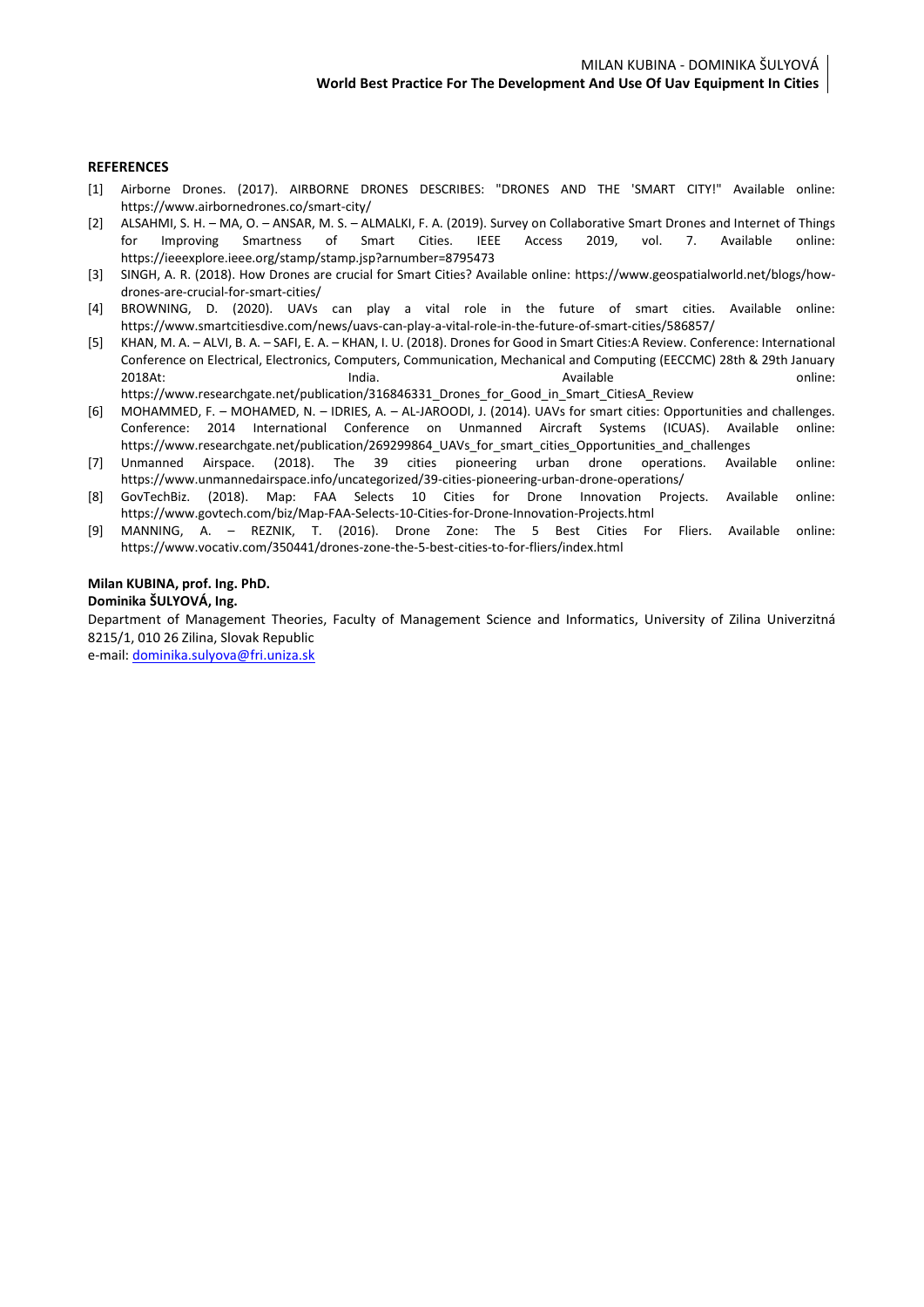## REFERENCES

[1] Airborne Drones. (2017). AIRBORNE DRONES DESCRIBES: "DRONES AND THE 'SMART CITY!" Available online: https://www.airbornedrones.co/smart-city/

[2] ALSAHMI, S. H. – MA, O. – ANSAR, M. S. – ALMALKI, F. A. (2019). Survey on Collaborative Smart Drones and Internet of Things for Improving Smartness of Smart Cities. IEEE Access 2019, vol. 7. Available online: https://ieeexplore.ieee.org/stamp/stamp.jsp?arnumber=8795473

[3] SINGH, A. R. (2018). How Drones are crucial for Smart Cities? Available online: https://www.geospatialworld.net/blogs/how-drones-are-crucial-for-smart-cities/

[4] BROWNING, D. (2020). UAVs can play a vital role in the future of smart cities. Available online: https://www.smartcitiesdive.com/news/uavs-can-play-a-vital-role-in-the-future-of-smart-cities/586857/

[5] KHAN, M. A. – ALVI, B. A. – SAFI, E. A. – KHAN, I. U. (2018). Drones for Good in Smart Cities:A Review. Conference: International Conference on Electrical, Electronics, Computers, Communication, Mechanical and Computing (EECCMC) 28th & 29th January 2018At: India. Available online: https://www.researchgate.net/publication/316846331_Drones_for_Good_in_Smart_CitiesA_Review

[6] MOHAMMED, F. – MOHAMED, N. – IDRIES, A. – AL-JAROODI, J. (2014). UAVs for smart cities: Opportunities and challenges. Conference: 2014 International Conference on Unmanned Aircraft Systems (ICUAS). Available online: https://www.researchgate.net/publication/269299864_UAVs_for_smart_cities_Opportunities_and_challenges

[7] Unmanned Airspace. (2018). The 39 cities pioneering urban drone operations. Available online: https://www.unmannedairspace.info/uncategorized/39-cities-pioneering-urban-drone-operations/

[8] GovTechBiz. (2018). Map: FAA Selects 10 Cities for Drone Innovation Projects. Available online: https://www.govtech.com/biz/Map-FAA-Selects-10-Cities-for-Drone-Innovation-Projects.html

[9] MANNING, A. – REZNIK, T. (2016). Drone Zone: The 5 Best Cities For Fliers. Available online: https://www.vocativ.com/350441/drones-zone-the-5-best-cities-to-for-fliers/index.html

**Milan KUBINA, prof. Ing. PhD.**
**Dominika ŠULYOVÁ, Ing.**
Department of Management Theories, Faculty of Management Science and Informatics, University of Zilina Univerzitná 8215/1, 010 26 Zilina, Slovak Republic
e-mail: dominika.sulyova@fri.uniza.sk